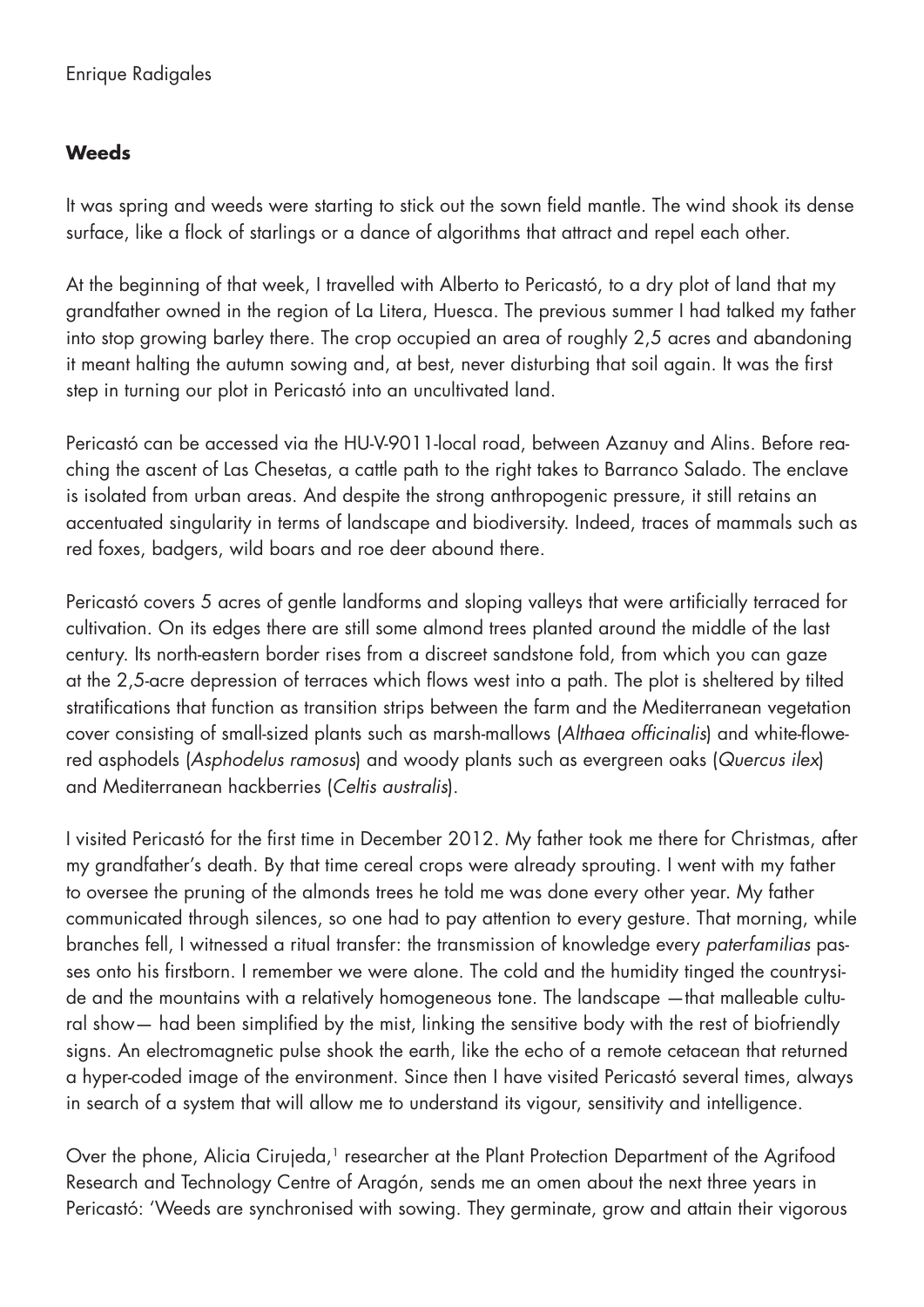Enrique Radigales

## Weeds

It was spring and weeds were starting to stick out the sown field mantle. The wind shook its dense surface, like a flock of starlings or a dance of algorithms that attract and repel each other.

At the beginning of that week, I travelled with Alberto to Pericastó, to a dry plot of land that my grandfather owned in the region of La Litera, Huesca. The previous summer I had talked my father into stop growing barley there. The crop occupied an area of roughly 2,5 acres and abandoning it meant halting the autumn sowing and, at best, never disturbing that soil again. It was the first step in turning our plot in Pericastó into an uncultivated land.

Pericastó can be accessed via the HU-V-9011-local road, between Azanuy and Alins. Before reaching the ascent of Las Chesetas, a cattle path to the right takes to Barranco Salado. The enclave is isolated from urban areas. And despite the strong anthropogenic pressure, it still retains an accentuated singularity in terms of landscape and biodiversity. Indeed, traces of mammals such as red foxes, badgers, wild boars and roe deer abound there.

Pericastó covers 5 acres of gentle landforms and sloping valleys that were artificially terraced for cultivation. On its edges there are still some almond trees planted around the middle of the last century. Its north-eastern border rises from a discreet sandstone fold, from which you can gaze at the 2,5-acre depression of terraces which flows west into a path. The plot is sheltered by tilted stratifications that function as transition strips between the farm and the Mediterranean vegetation cover consisting of small-sized plants such as marsh-mallows (*Althaea officinalis*) and white-flowered asphodels (*Asphodelus ramosus*) and woody plants such as evergreen oaks (*Quercus ilex*) and Mediterranean hackberries (*Celtis australis*).

I visited Pericastó for the first time in December 2012. My father took me there for Christmas, after my grandfather's death. By that time cereal crops were already sprouting. I went with my father to oversee the pruning of the almonds trees he told me was done every other year. My father communicated through silences, so one had to pay attention to every gesture. That morning, while branches fell, I witnessed a ritual transfer: the transmission of knowledge every *paterfamilias* passes onto his firstborn. I remember we were alone. The cold and the humidity tinged the countryside and the mountains with a relatively homogeneous tone. The landscape —that malleable cultural show— had been simplified by the mist, linking the sensitive body with the rest of biofriendly signs. An electromagnetic pulse shook the earth, like the echo of a remote cetacean that returned a hyper-coded image of the environment. Since then I have visited Pericastó several times, always in search of a system that will allow me to understand its vigour, sensitivity and intelligence.

Over the phone, Alicia Cirujeda,[1] researcher at the Plant Protection Department of the Agrifood Research and Technology Centre of Aragón, sends me an omen about the next three years in Pericastó: 'Weeds are synchronised with sowing. They germinate, grow and attain their vigorous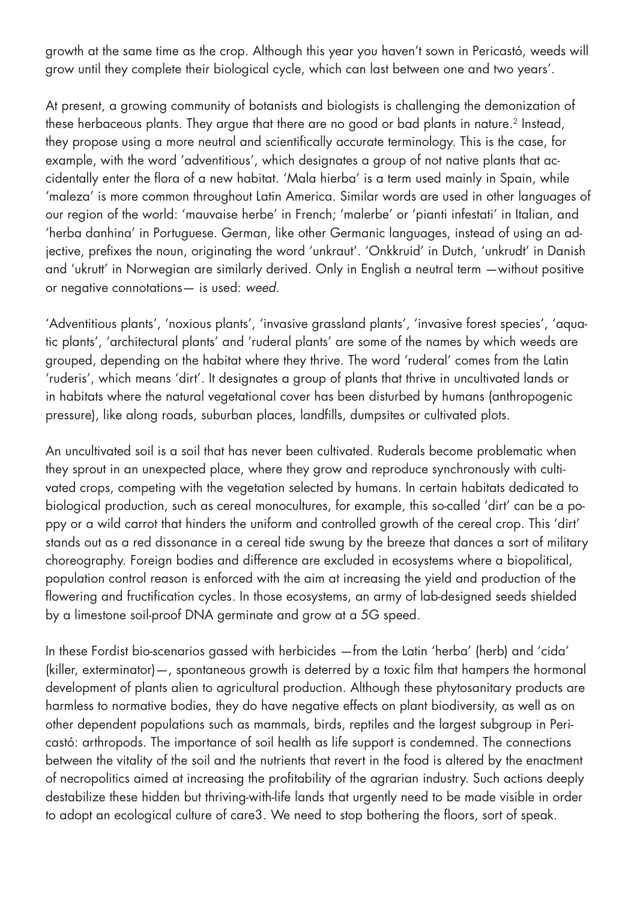growth at the same time as the crop. Although this year you haven't sown in Pericastó, weeds will grow until they complete their biological cycle, which can last between one and two years'.

At present, a growing community of botanists and biologists is challenging the demonization of these herbaceous plants. They argue that there are no good or bad plants in nature.[2] Instead, they propose using a more neutral and scientifically accurate terminology. This is the case, for example, with the word 'adventitious', which designates a group of not native plants that accidentally enter the flora of a new habitat. 'Mala hierba' is a term used mainly in Spain, while 'maleza' is more common throughout Latin America. Similar words are used in other languages of our region of the world: 'mauvaise herbe' in French; 'malerbe' or 'pianti infestati' in Italian, and 'herba danhina' in Portuguese. German, like other Germanic languages, instead of using an adjective, prefixes the noun, originating the word 'unkraut'. 'Onkkruid' in Dutch, 'unkrudt' in Danish and 'ukrutt' in Norwegian are similarly derived. Only in English a neutral term —without positive or negative connotations— is used: *weed*.

'Adventitious plants', 'noxious plants', 'invasive grassland plants', 'invasive forest species', 'aquatic plants', 'architectural plants' and 'ruderal plants' are some of the names by which weeds are grouped, depending on the habitat where they thrive. The word 'ruderal' comes from the Latin 'ruderis', which means 'dirt'. It designates a group of plants that thrive in uncultivated lands or in habitats where the natural vegetational cover has been disturbed by humans (anthropogenic pressure), like along roads, suburban places, landfills, dumpsites or cultivated plots.

An uncultivated soil is a soil that has never been cultivated. Ruderals become problematic when they sprout in an unexpected place, where they grow and reproduce synchronously with cultivated crops, competing with the vegetation selected by humans. In certain habitats dedicated to biological production, such as cereal monocultures, for example, this so-called 'dirt' can be a poppy or a wild carrot that hinders the uniform and controlled growth of the cereal crop. This 'dirt' stands out as a red dissonance in a cereal tide swung by the breeze that dances a sort of military choreography. Foreign bodies and difference are excluded in ecosystems where a biopolitical, population control reason is enforced with the aim at increasing the yield and production of the flowering and fructification cycles. In those ecosystems, an army of lab-designed seeds shielded by a limestone soil-proof DNA germinate and grow at a 5G speed.

In these Fordist bio-scenarios gassed with herbicides —from the Latin 'herba' (herb) and 'cida' (killer, exterminator)—, spontaneous growth is deterred by a toxic film that hampers the hormonal development of plants alien to agricultural production. Although these phytosanitary products are harmless to normative bodies, they do have negative effects on plant biodiversity, as well as on other dependent populations such as mammals, birds, reptiles and the largest subgroup in Pericastó: arthropods. The importance of soil health as life support is condemned. The connections between the vitality of the soil and the nutrients that revert in the food is altered by the enactment of necropolitics aimed at increasing the profitability of the agrarian industry. Such actions deeply destabilize these hidden but thriving-with-life lands that urgently need to be made visible in order to adopt an ecological culture of care3. We need to stop bothering the floors, sort of speak.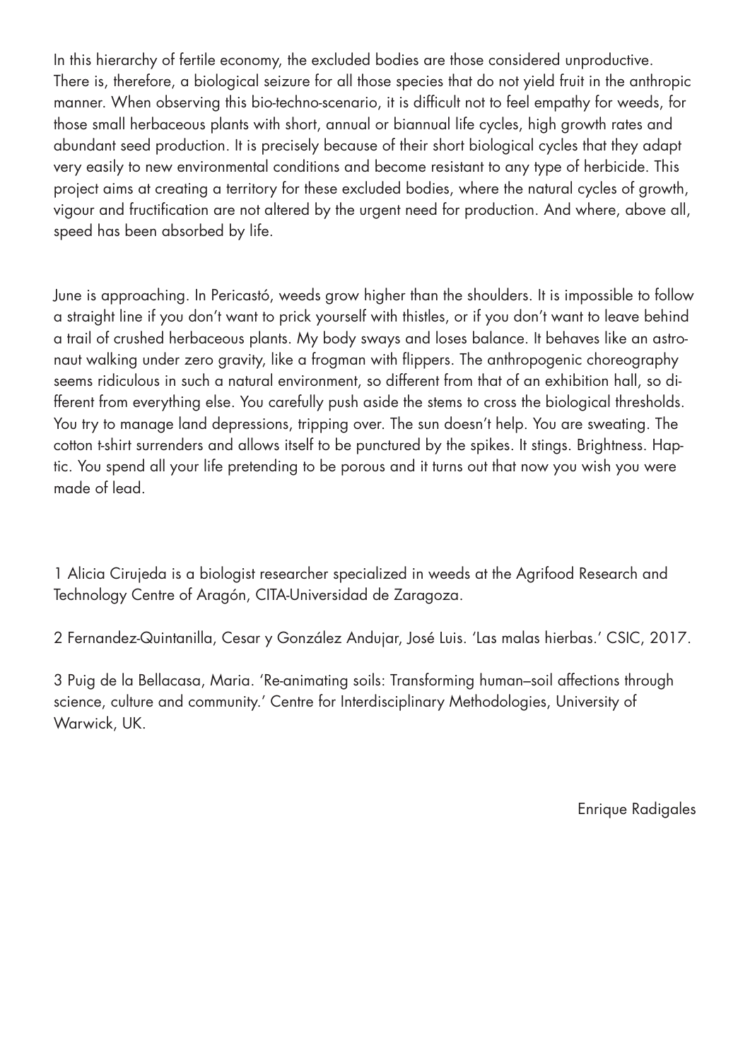In this hierarchy of fertile economy, the excluded bodies are those considered unproductive. There is, therefore, a biological seizure for all those species that do not yield fruit in the anthropic manner. When observing this bio-techno-scenario, it is difficult not to feel empathy for weeds, for those small herbaceous plants with short, annual or biannual life cycles, high growth rates and abundant seed production. It is precisely because of their short biological cycles that they adapt very easily to new environmental conditions and become resistant to any type of herbicide. This project aims at creating a territory for these excluded bodies, where the natural cycles of growth, vigour and fructification are not altered by the urgent need for production. And where, above all, speed has been absorbed by life.

June is approaching. In Pericastó, weeds grow higher than the shoulders. It is impossible to follow a straight line if you don't want to prick yourself with thistles, or if you don't want to leave behind a trail of crushed herbaceous plants. My body sways and loses balance. It behaves like an astronaut walking under zero gravity, like a frogman with flippers. The anthropogenic choreography seems ridiculous in such a natural environment, so different from that of an exhibition hall, so different from everything else. You carefully push aside the stems to cross the biological thresholds. You try to manage land depressions, tripping over. The sun doesn't help. You are sweating. The cotton t-shirt surrenders and allows itself to be punctured by the spikes. It stings. Brightness. Haptic. You spend all your life pretending to be porous and it turns out that now you wish you were made of lead.

1 Alicia Cirujeda is a biologist researcher specialized in weeds at the Agrifood Research and Technology Centre of Aragón, CITA-Universidad de Zaragoza.

2 Fernandez-Quintanilla, Cesar y González Andujar, José Luis. 'Las malas hierbas.' CSIC, 2017.

3 Puig de la Bellacasa, Maria. 'Re-animating soils: Transforming human–soil affections through science, culture and community.' Centre for Interdisciplinary Methodologies, University of Warwick, UK.

Enrique Radigales